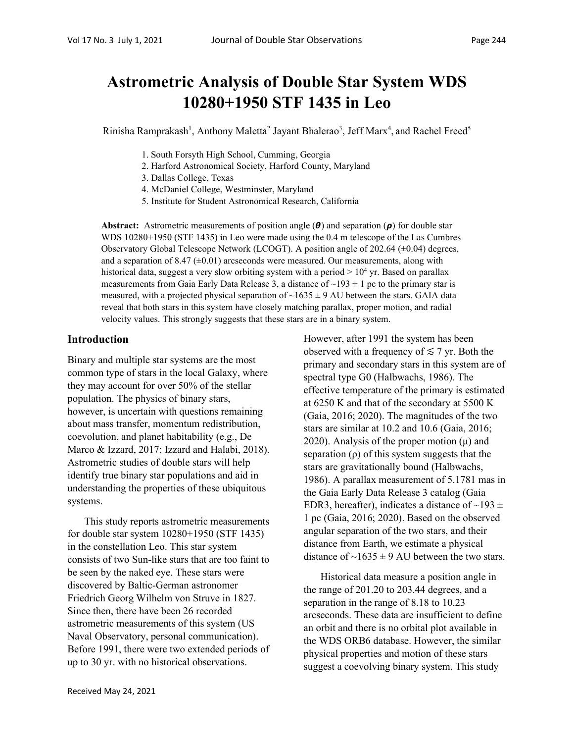# Astrometric Analysis of Double Star System WDS 10280+1950 STF 1435 in Leo

Rinisha Ramprakash[1], Anthony Maletta[2] Jayant Bhalerao[3], Jeff Marx[4], and Rachel Freed[5]

1. South Forsyth High School, Cumming, Georgia
2. Harford Astronomical Society, Harford County, Maryland
3. Dallas College, Texas
4. McDaniel College, Westminster, Maryland
5. Institute for Student Astronomical Research, California

**Abstract:** Astrometric measurements of position angle ($\boldsymbol{\theta}$) and separation ($\boldsymbol{\rho}$) for double star WDS 10280+1950 (STF 1435) in Leo were made using the 0.4 m telescope of the Las Cumbres Observatory Global Telescope Network (LCOGT). A position angle of 202.64 (±0.04) degrees, and a separation of 8.47 (±0.01) arcseconds were measured. Our measurements, along with historical data, suggest a very slow orbiting system with a period > $10^4$ yr. Based on parallax measurements from Gaia Early Data Release 3, a distance of ~193 ± 1 pc to the primary star is measured, with a projected physical separation of ~1635 ± 9 AU between the stars. GAIA data reveal that both stars in this system have closely matching parallax, proper motion, and radial velocity values. This strongly suggests that these stars are in a binary system.

## Introduction

Binary and multiple star systems are the most common type of stars in the local Galaxy, where they may account for over 50% of the stellar population. The physics of binary stars, however, is uncertain with questions remaining about mass transfer, momentum redistribution, coevolution, and planet habitability (e.g., De Marco & Izzard, 2017; Izzard and Halabi, 2018). Astrometric studies of double stars will help identify true binary star populations and aid in understanding the properties of these ubiquitous systems.

This study reports astrometric measurements for double star system 10280+1950 (STF 1435) in the constellation Leo. This star system consists of two Sun-like stars that are too faint to be seen by the naked eye. These stars were discovered by Baltic-German astronomer Friedrich Georg Wilhelm von Struve in 1827. Since then, there have been 26 recorded astrometric measurements of this system (US Naval Observatory, personal communication). Before 1991, there were two extended periods of up to 30 yr. with no historical observations. However, after 1991 the system has been observed with a frequency of ≲ 7 yr. Both the primary and secondary stars in this system are of spectral type G0 (Halbwachs, 1986). The effective temperature of the primary is estimated at 6250 K and that of the secondary at 5500 K (Gaia, 2016; 2020). The magnitudes of the two stars are similar at 10.2 and 10.6 (Gaia, 2016; 2020). Analysis of the proper motion (μ) and separation (ρ) of this system suggests that the stars are gravitationally bound (Halbwachs, 1986). A parallax measurement of 5.1781 mas in the Gaia Early Data Release 3 catalog (Gaia EDR3, hereafter), indicates a distance of ~193 ± 1 pc (Gaia, 2016; 2020). Based on the observed angular separation of the two stars, and their distance from Earth, we estimate a physical distance of ~1635 ± 9 AU between the two stars.

Historical data measure a position angle in the range of 201.20 to 203.44 degrees, and a separation in the range of 8.18 to 10.23 arcseconds. These data are insufficient to define an orbit and there is no orbital plot available in the WDS ORB6 database. However, the similar physical properties and motion of these stars suggest a coevolving binary system. This study

Received May 24, 2021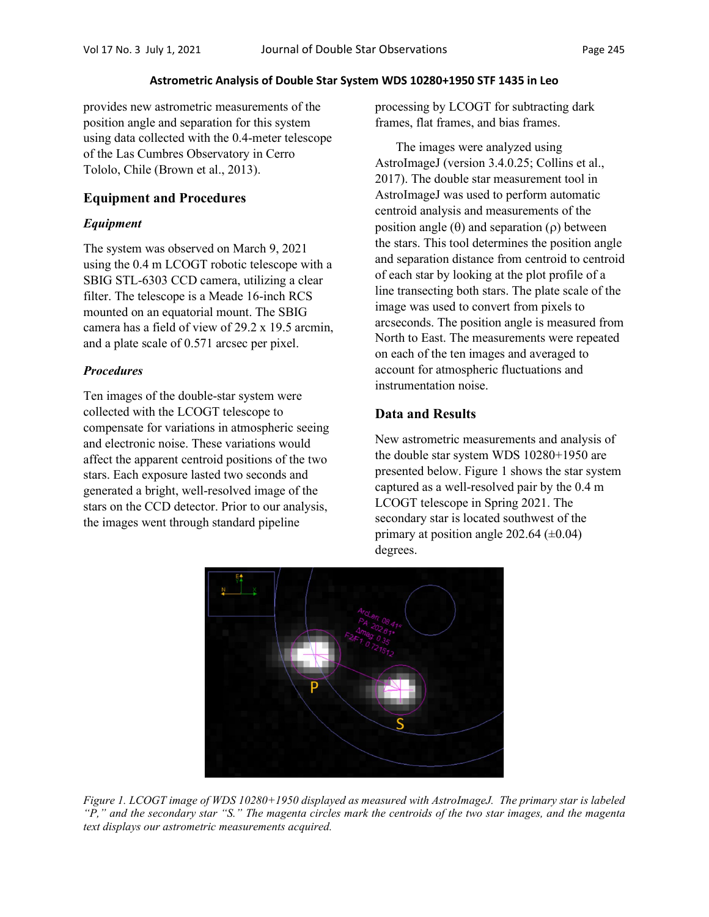provides new astrometric measurements of the position angle and separation for this system using data collected with the 0.4-meter telescope of the Las Cumbres Observatory in Cerro Tololo, Chile (Brown et al., 2013).

## Equipment and Procedures

### *Equipment*

The system was observed on March 9, 2021 using the 0.4 m LCOGT robotic telescope with a SBIG STL-6303 CCD camera, utilizing a clear filter. The telescope is a Meade 16-inch RCS mounted on an equatorial mount. The SBIG camera has a field of view of 29.2 x 19.5 arcmin, and a plate scale of 0.571 arcsec per pixel.

### *Procedures*

Ten images of the double-star system were collected with the LCOGT telescope to compensate for variations in atmospheric seeing and electronic noise. These variations would affect the apparent centroid positions of the two stars. Each exposure lasted two seconds and generated a bright, well-resolved image of the stars on the CCD detector. Prior to our analysis, the images went through standard pipeline processing by LCOGT for subtracting dark frames, flat frames, and bias frames.

The images were analyzed using AstroImageJ (version 3.4.0.25; Collins et al., 2017). The double star measurement tool in AstroImageJ was used to perform automatic centroid analysis and measurements of the position angle (θ) and separation (ρ) between the stars. This tool determines the position angle and separation distance from centroid to centroid of each star by looking at the plot profile of a line transecting both stars. The plate scale of the image was used to convert from pixels to arcseconds. The position angle is measured from North to East. The measurements were repeated on each of the ten images and averaged to account for atmospheric fluctuations and instrumentation noise.

## Data and Results

New astrometric measurements and analysis of the double star system WDS 10280+1950 are presented below. Figure 1 shows the star system captured as a well-resolved pair by the 0.4 m LCOGT telescope in Spring 2021. The secondary star is located southwest of the primary at position angle 202.64 (±0.04) degrees.

*Figure 1. LCOGT image of WDS 10280+1950 displayed as measured with AstroImageJ. The primary star is labeled "P," and the secondary star "S." The magenta circles mark the centroids of the two star images, and the magenta text displays our astrometric measurements acquired.*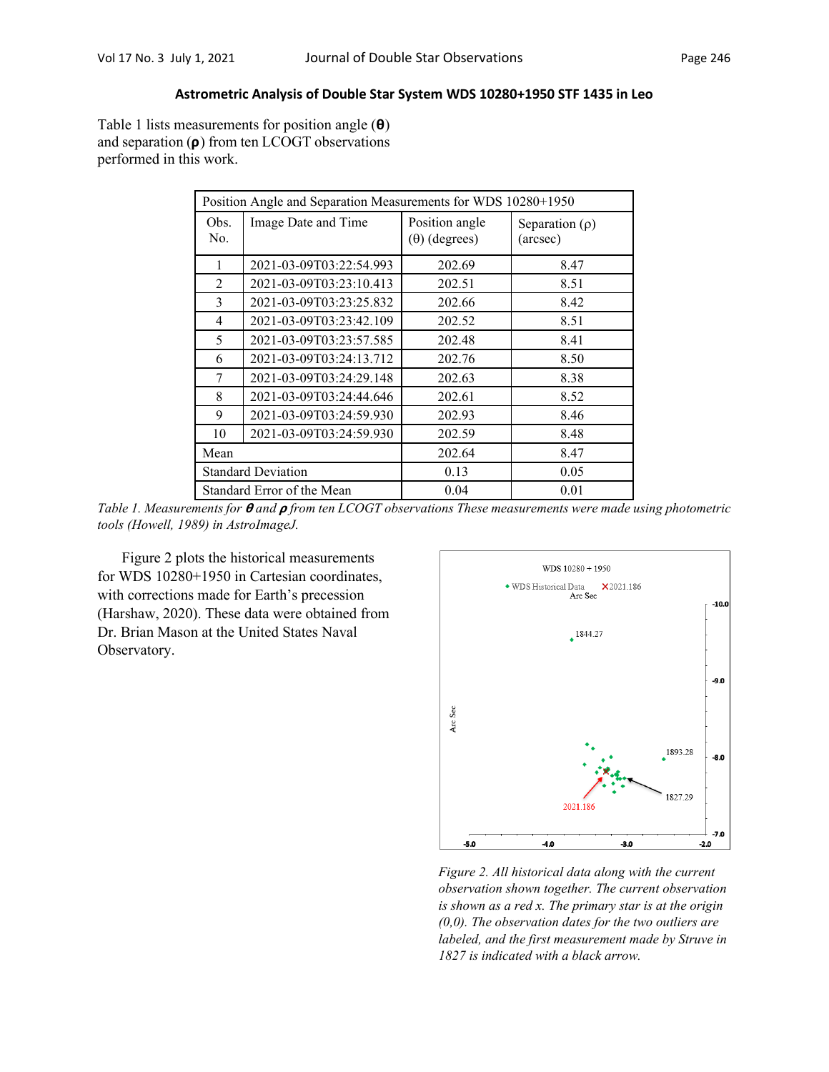### Astrometric Analysis of Double Star System WDS 10280+1950 STF 1435 in Leo

Table 1 lists measurements for position angle (**θ**) and separation (**ρ**) from ten LCOGT observations performed in this work.

| Position Angle and Separation Measurements for WDS 10280+1950 | | | |
|---|---|---|---|
| Obs. No. | Image Date and Time | Position angle (θ) (degrees) | Separation (ρ) (arcsec) |
| 1 | 2021-03-09T03:22:54.993 | 202.69 | 8.47 |
| 2 | 2021-03-09T03:23:10.413 | 202.51 | 8.51 |
| 3 | 2021-03-09T03:23:25.832 | 202.66 | 8.42 |
| 4 | 2021-03-09T03:23:42.109 | 202.52 | 8.51 |
| 5 | 2021-03-09T03:23:57.585 | 202.48 | 8.41 |
| 6 | 2021-03-09T03:24:13.712 | 202.76 | 8.50 |
| 7 | 2021-03-09T03:24:29.148 | 202.63 | 8.38 |
| 8 | 2021-03-09T03:24:44.646 | 202.61 | 8.52 |
| 9 | 2021-03-09T03:24:59.930 | 202.93 | 8.46 |
| 10 | 2021-03-09T03:24:59.930 | 202.59 | 8.48 |
| Mean | | 202.64 | 8.47 |
| Standard Deviation | | 0.13 | 0.05 |
| Standard Error of the Mean | | 0.04 | 0.01 |

*Table 1. Measurements for **θ** and **ρ** from ten LCOGT observations These measurements were made using photometric tools (Howell, 1989) in AstroImageJ.*

Figure 2 plots the historical measurements for WDS 10280+1950 in Cartesian coordinates, with corrections made for Earth's precession (Harshaw, 2020). These data were obtained from Dr. Brian Mason at the United States Naval Observatory.

*Figure 2. All historical data along with the current observation shown together. The current observation is shown as a red x. The primary star is at the origin (0,0). The observation dates for the two outliers are labeled, and the first measurement made by Struve in 1827 is indicated with a black arrow.*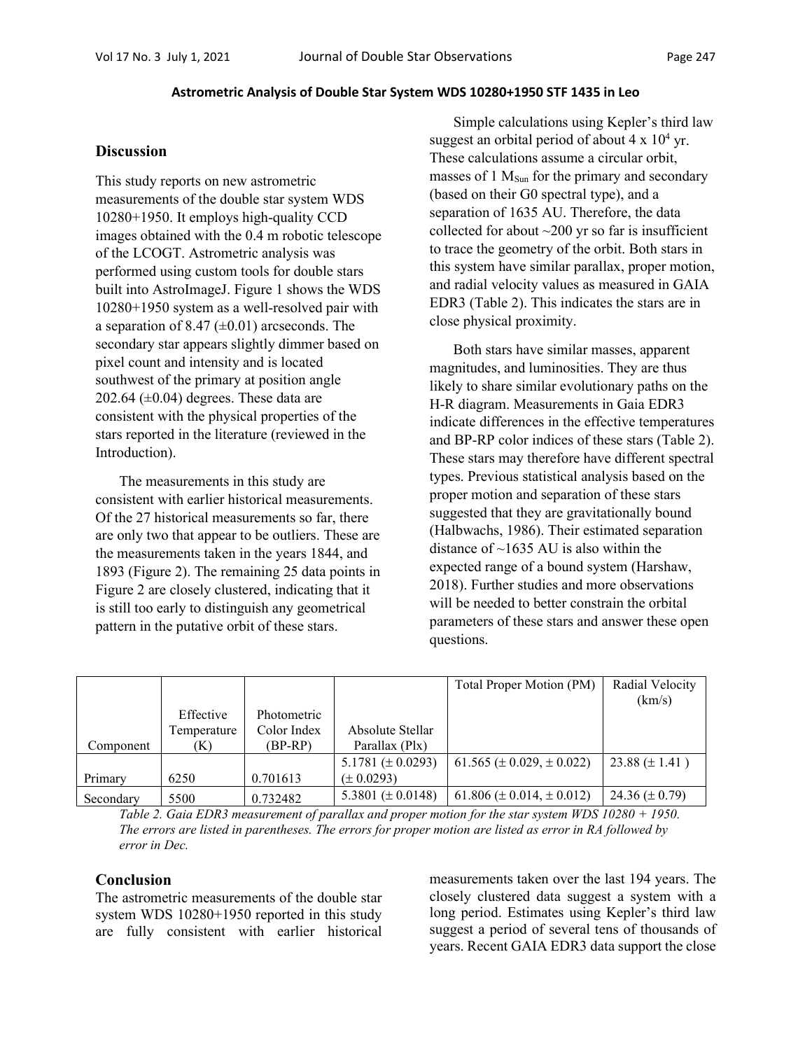### Astrometric Analysis of Double Star System WDS 10280+1950 STF 1435 in Leo

## Discussion

This study reports on new astrometric measurements of the double star system WDS 10280+1950. It employs high-quality CCD images obtained with the 0.4 m robotic telescope of the LCOGT. Astrometric analysis was performed using custom tools for double stars built into AstroImageJ. Figure 1 shows the WDS 10280+1950 system as a well-resolved pair with a separation of 8.47 (±0.01) arcseconds. The secondary star appears slightly dimmer based on pixel count and intensity and is located southwest of the primary at position angle 202.64 (±0.04) degrees. These data are consistent with the physical properties of the stars reported in the literature (reviewed in the Introduction).

The measurements in this study are consistent with earlier historical measurements. Of the 27 historical measurements so far, there are only two that appear to be outliers. These are the measurements taken in the years 1844, and 1893 (Figure 2). The remaining 25 data points in Figure 2 are closely clustered, indicating that it is still too early to distinguish any geometrical pattern in the putative orbit of these stars.

Simple calculations using Kepler's third law suggest an orbital period of about $4 \times 10^4$ yr. These calculations assume a circular orbit, masses of 1 $M_{Sun}$ for the primary and secondary (based on their G0 spectral type), and a separation of 1635 AU. Therefore, the data collected for about ~200 yr so far is insufficient to trace the geometry of the orbit. Both stars in this system have similar parallax, proper motion, and radial velocity values as measured in GAIA EDR3 (Table 2). This indicates the stars are in close physical proximity.

Both stars have similar masses, apparent magnitudes, and luminosities. They are thus likely to share similar evolutionary paths on the H-R diagram. Measurements in Gaia EDR3 indicate differences in the effective temperatures and BP-RP color indices of these stars (Table 2). These stars may therefore have different spectral types. Previous statistical analysis based on the proper motion and separation of these stars suggested that they are gravitationally bound (Halbwachs, 1986). Their estimated separation distance of ~1635 AU is also within the expected range of a bound system (Harshaw, 2018). Further studies and more observations will be needed to better constrain the orbital parameters of these stars and answer these open questions.

| Component | Effective Temperature (K) | Photometric Color Index (BP-RP) | Absolute Stellar Parallax (Plx) | Total Proper Motion (PM) | Radial Velocity (km/s) |
|---|---|---|---|---|---|
| Primary | 6250 | 0.701613 | 5.1781 (± 0.0293) (± 0.0293) | 61.565 (± 0.029, ± 0.022) | 23.88 (± 1.41 ) |
| Secondary | 5500 | 0.732482 | 5.3801 (± 0.0148) | 61.806 (± 0.014, ± 0.012) | 24.36 (± 0.79) |

*Table 2. Gaia EDR3 measurement of parallax and proper motion for the star system WDS 10280 + 1950. The errors are listed in parentheses. The errors for proper motion are listed as error in RA followed by error in Dec.*

## Conclusion

The astrometric measurements of the double star system WDS 10280+1950 reported in this study are fully consistent with earlier historical measurements taken over the last 194 years. The closely clustered data suggest a system with a long period. Estimates using Kepler's third law suggest a period of several tens of thousands of years. Recent GAIA EDR3 data support the close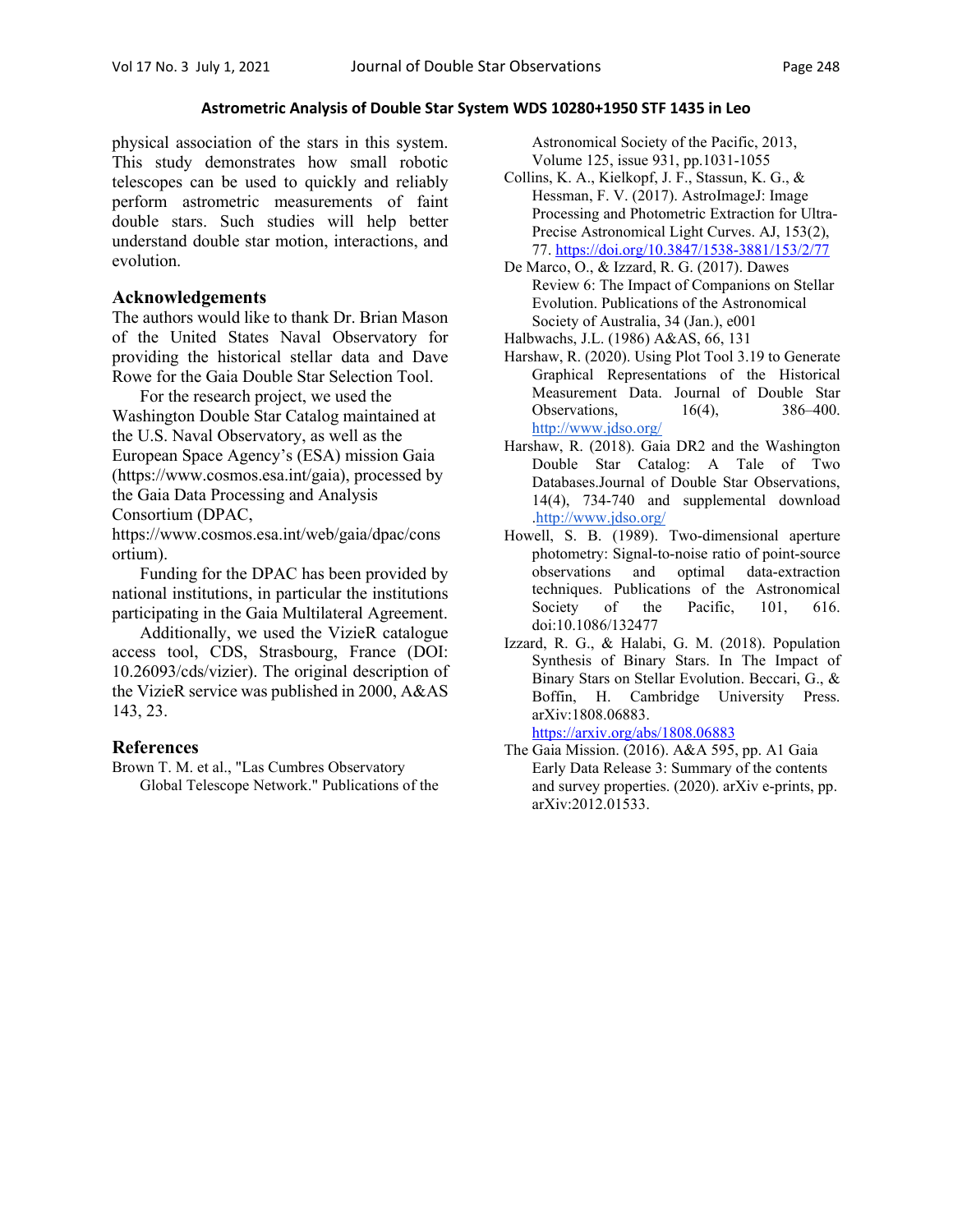physical association of the stars in this system. This study demonstrates how small robotic telescopes can be used to quickly and reliably perform astrometric measurements of faint double stars. Such studies will help better understand double star motion, interactions, and evolution.

## Acknowledgements

The authors would like to thank Dr. Brian Mason of the United States Naval Observatory for providing the historical stellar data and Dave Rowe for the Gaia Double Star Selection Tool.

For the research project, we used the Washington Double Star Catalog maintained at the U.S. Naval Observatory, as well as the European Space Agency's (ESA) mission Gaia (https://www.cosmos.esa.int/gaia), processed by the Gaia Data Processing and Analysis Consortium (DPAC, https://www.cosmos.esa.int/web/gaia/dpac/consortium).

Funding for the DPAC has been provided by national institutions, in particular the institutions participating in the Gaia Multilateral Agreement.

Additionally, we used the VizieR catalogue access tool, CDS, Strasbourg, France (DOI: 10.26093/cds/vizier). The original description of the VizieR service was published in 2000, A&AS 143, 23.

## References

Brown T. M. et al., "Las Cumbres Observatory Global Telescope Network." Publications of the Astronomical Society of the Pacific, 2013, Volume 125, issue 931, pp.1031-1055

Collins, K. A., Kielkopf, J. F., Stassun, K. G., & Hessman, F. V. (2017). AstroImageJ: Image Processing and Photometric Extraction for Ultra-Precise Astronomical Light Curves. AJ, 153(2), 77. https://doi.org/10.3847/1538-3881/153/2/77

De Marco, O., & Izzard, R. G. (2017). Dawes Review 6: The Impact of Companions on Stellar Evolution. Publications of the Astronomical Society of Australia, 34 (Jan.), e001

Halbwachs, J.L. (1986) A&AS, 66, 131

Harshaw, R. (2020). Using Plot Tool 3.19 to Generate Graphical Representations of the Historical Measurement Data. Journal of Double Star Observations, 16(4), 386–400. http://www.jdso.org/

Harshaw, R. (2018). Gaia DR2 and the Washington Double Star Catalog: A Tale of Two Databases.Journal of Double Star Observations, 14(4), 734-740 and supplemental download .http://www.jdso.org/

Howell, S. B. (1989). Two-dimensional aperture photometry: Signal-to-noise ratio of point-source observations and optimal data-extraction techniques. Publications of the Astronomical Society of the Pacific, 101, 616. doi:10.1086/132477

Izzard, R. G., & Halabi, G. M. (2018). Population Synthesis of Binary Stars. In The Impact of Binary Stars on Stellar Evolution. Beccari, G., & Boffin, H. Cambridge University Press. arXiv:1808.06883. https://arxiv.org/abs/1808.06883

The Gaia Mission. (2016). A&A 595, pp. A1 Gaia Early Data Release 3: Summary of the contents and survey properties. (2020). arXiv e-prints, pp. arXiv:2012.01533.